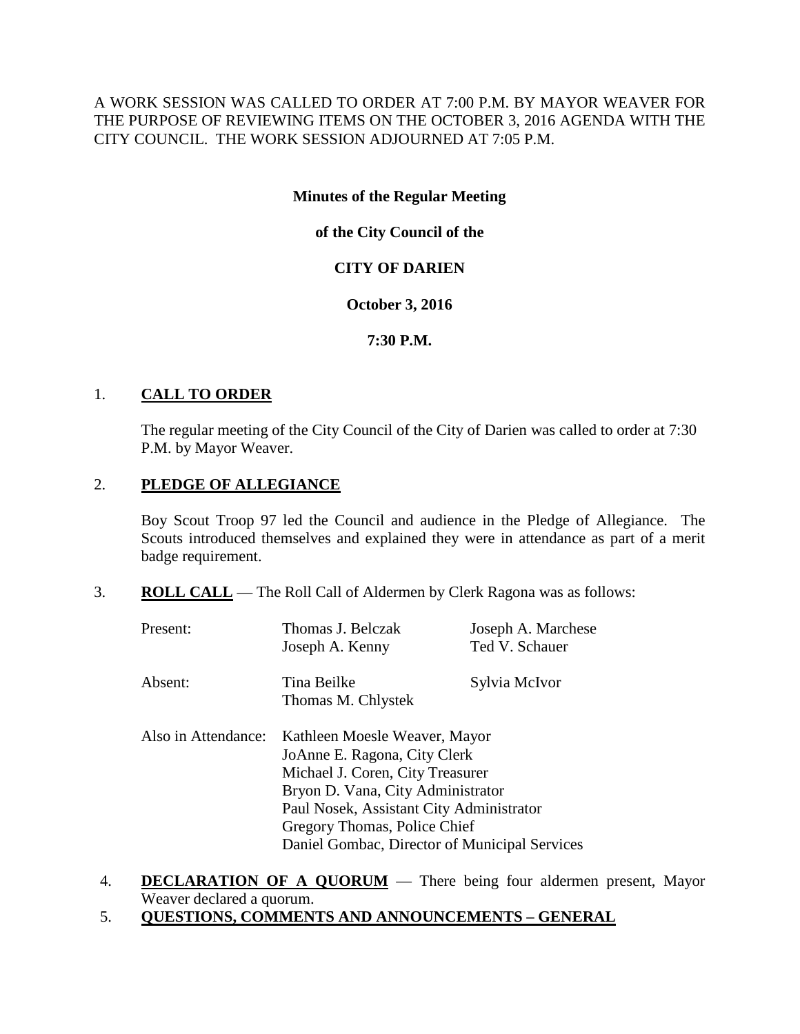A WORK SESSION WAS CALLED TO ORDER AT 7:00 P.M. BY MAYOR WEAVER FOR THE PURPOSE OF REVIEWING ITEMS ON THE OCTOBER 3, 2016 AGENDA WITH THE CITY COUNCIL. THE WORK SESSION ADJOURNED AT 7:05 P.M.

**Minutes of the Regular Meeting**

**of the City Council of the**

**CITY OF DARIEN**

**October 3, 2016**

**7:30 P.M.**

1. **CALL TO ORDER**

   The regular meeting of the City Council of the City of Darien was called to order at 7:30 P.M. by Mayor Weaver.

2. **PLEDGE OF ALLEGIANCE**

   Boy Scout Troop 97 led the Council and audience in the Pledge of Allegiance. The Scouts introduced themselves and explained they were in attendance as part of a merit badge requirement.

3. **ROLL CALL** — The Roll Call of Aldermen by Clerk Ragona was as follows:

   Present: Thomas J. Belczak, Joseph A. Marchese, Joseph A. Kenny, Ted V. Schauer

   Absent: Tina Beilke, Sylvia McIvor, Thomas M. Chlystek

   Also in Attendance:
   Kathleen Moesle Weaver, Mayor
   JoAnne E. Ragona, City Clerk
   Michael J. Coren, City Treasurer
   Bryon D. Vana, City Administrator
   Paul Nosek, Assistant City Administrator
   Gregory Thomas, Police Chief
   Daniel Gombac, Director of Municipal Services

4. **DECLARATION OF A QUORUM** — There being four aldermen present, Mayor Weaver declared a quorum.

5. **QUESTIONS, COMMENTS AND ANNOUNCEMENTS – GENERAL**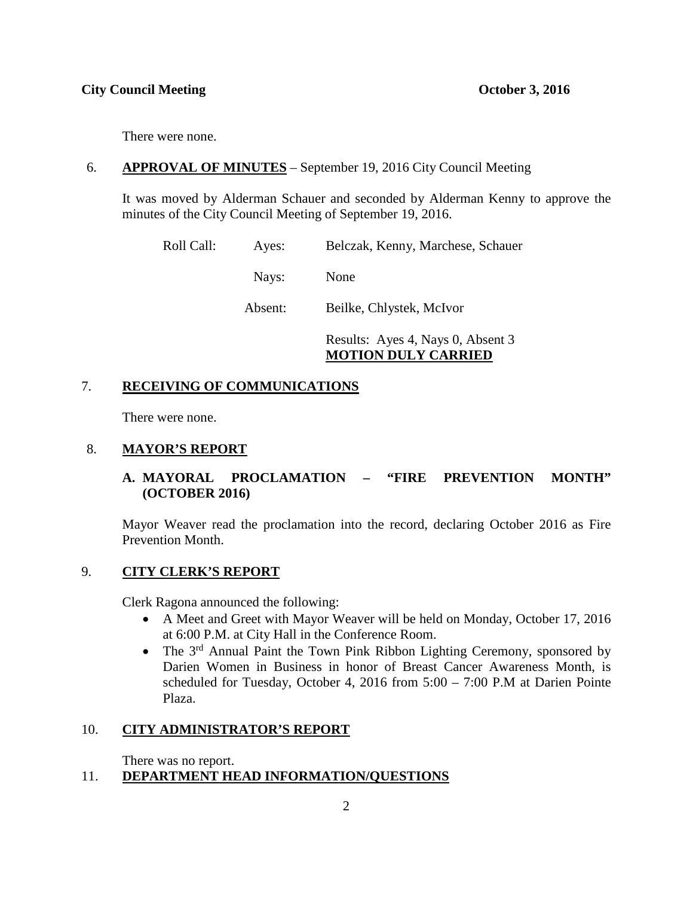There were none.

6. **APPROVAL OF MINUTES** – September 19, 2016 City Council Meeting

It was moved by Alderman Schauer and seconded by Alderman Kenny to approve the minutes of the City Council Meeting of September 19, 2016.

| Roll Call: | Ayes: | Belczak, Kenny, Marchese, Schauer |
|---|---|---|
| | Nays: | None |
| | Absent: | Beilke, Chlystek, McIvor |

Results: Ayes 4, Nays 0, Absent 3
**MOTION DULY CARRIED**

7. **RECEIVING OF COMMUNICATIONS**

There were none.

8. **MAYOR'S REPORT**

**A. MAYORAL PROCLAMATION – "FIRE PREVENTION MONTH" (OCTOBER 2016)**

Mayor Weaver read the proclamation into the record, declaring October 2016 as Fire Prevention Month.

9. **CITY CLERK'S REPORT**

Clerk Ragona announced the following:

- A Meet and Greet with Mayor Weaver will be held on Monday, October 17, 2016 at 6:00 P.M. at City Hall in the Conference Room.
- The 3rd Annual Paint the Town Pink Ribbon Lighting Ceremony, sponsored by Darien Women in Business in honor of Breast Cancer Awareness Month, is scheduled for Tuesday, October 4, 2016 from 5:00 – 7:00 P.M at Darien Pointe Plaza.

10. **CITY ADMINISTRATOR'S REPORT**

There was no report.

11. **DEPARTMENT HEAD INFORMATION/QUESTIONS**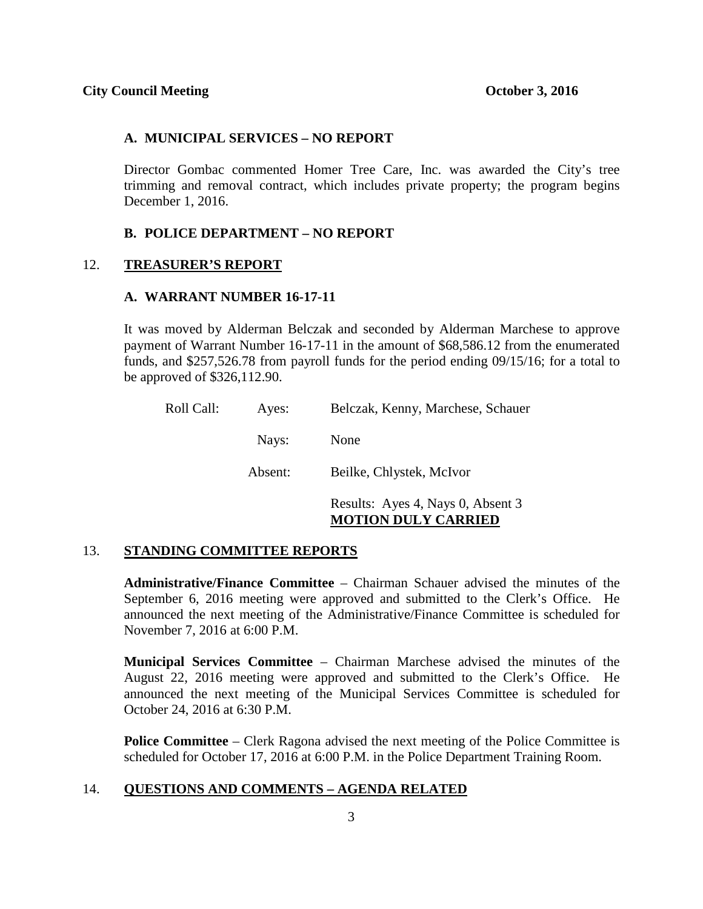### A. MUNICIPAL SERVICES – NO REPORT

Director Gombac commented Homer Tree Care, Inc. was awarded the City's tree trimming and removal contract, which includes private property; the program begins December 1, 2016.

### B. POLICE DEPARTMENT – NO REPORT

## 12. TREASURER'S REPORT

### A. WARRANT NUMBER 16-17-11

It was moved by Alderman Belczak and seconded by Alderman Marchese to approve payment of Warrant Number 16-17-11 in the amount of $68,586.12 from the enumerated funds, and $257,526.78 from payroll funds for the period ending 09/15/16; for a total to be approved of $326,112.90.

Roll Call: Ayes: Belczak, Kenny, Marchese, Schauer

Nays: None

Absent: Beilke, Chlystek, McIvor

Results: Ayes 4, Nays 0, Absent 3
**MOTION DULY CARRIED**

## 13. STANDING COMMITTEE REPORTS

**Administrative/Finance Committee** – Chairman Schauer advised the minutes of the September 6, 2016 meeting were approved and submitted to the Clerk's Office. He announced the next meeting of the Administrative/Finance Committee is scheduled for November 7, 2016 at 6:00 P.M.

**Municipal Services Committee** – Chairman Marchese advised the minutes of the August 22, 2016 meeting were approved and submitted to the Clerk's Office. He announced the next meeting of the Municipal Services Committee is scheduled for October 24, 2016 at 6:30 P.M.

**Police Committee** – Clerk Ragona advised the next meeting of the Police Committee is scheduled for October 17, 2016 at 6:00 P.M. in the Police Department Training Room.

## 14. QUESTIONS AND COMMENTS – AGENDA RELATED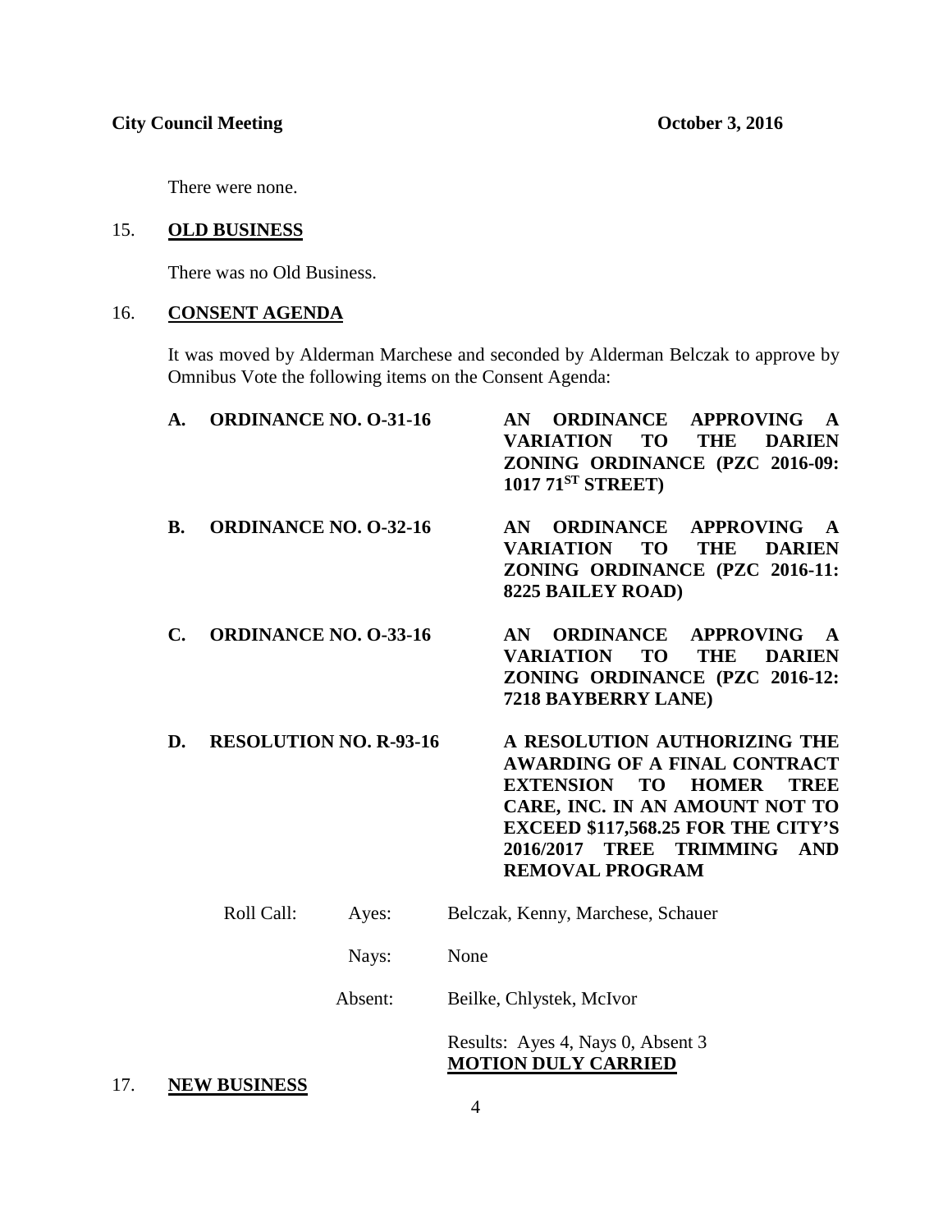There were none.

15. **OLD BUSINESS**

There was no Old Business.

16. **CONSENT AGENDA**

It was moved by Alderman Marchese and seconded by Alderman Belczak to approve by Omnibus Vote the following items on the Consent Agenda:

**A. ORDINANCE NO. O-31-16** — **AN ORDINANCE APPROVING A VARIATION TO THE DARIEN ZONING ORDINANCE (PZC 2016-09: 1017 71ST STREET)**

**B. ORDINANCE NO. O-32-16** — **AN ORDINANCE APPROVING A VARIATION TO THE DARIEN ZONING ORDINANCE (PZC 2016-11: 8225 BAILEY ROAD)**

**C. ORDINANCE NO. O-33-16** — **AN ORDINANCE APPROVING A VARIATION TO THE DARIEN ZONING ORDINANCE (PZC 2016-12: 7218 BAYBERRY LANE)**

**D. RESOLUTION NO. R-93-16** — **A RESOLUTION AUTHORIZING THE AWARDING OF A FINAL CONTRACT EXTENSION TO HOMER TREE CARE, INC. IN AN AMOUNT NOT TO EXCEED $117,568.25 FOR THE CITY'S 2016/2017 TREE TRIMMING AND REMOVAL PROGRAM**

Roll Call: Ayes: Belczak, Kenny, Marchese, Schauer

Nays: None

Absent: Beilke, Chlystek, McIvor

Results: Ayes 4, Nays 0, Absent 3
**MOTION DULY CARRIED**

17. **NEW BUSINESS**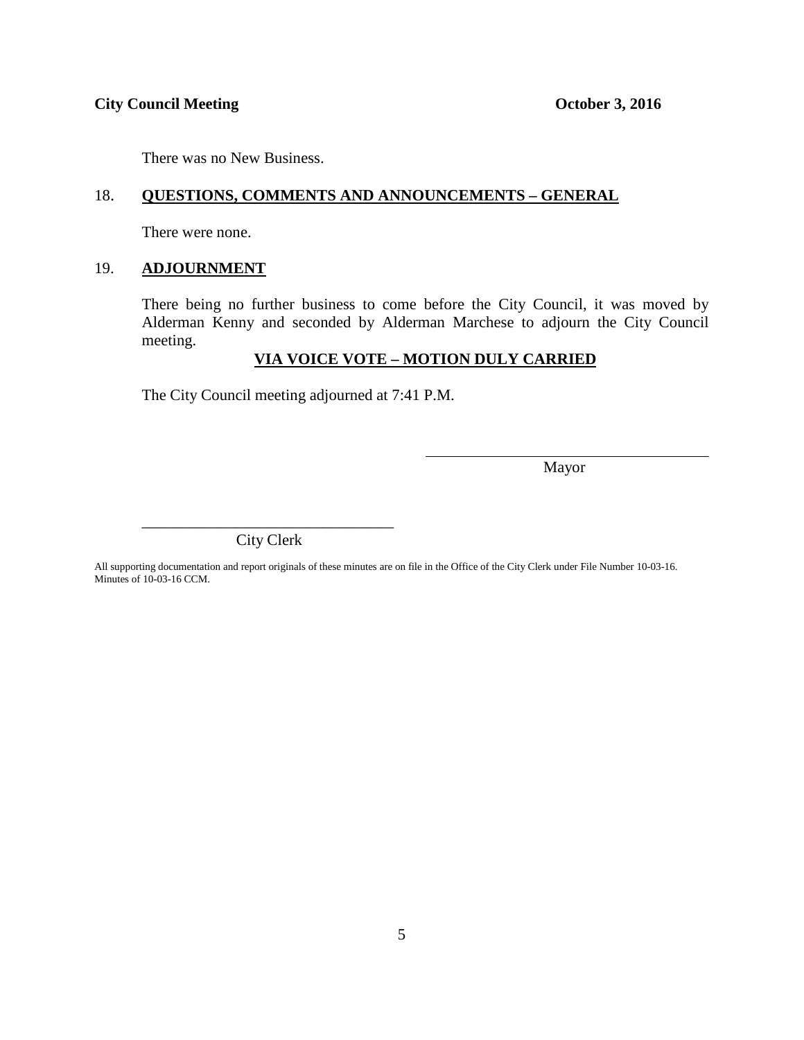There was no New Business.

## 18. QUESTIONS, COMMENTS AND ANNOUNCEMENTS – GENERAL

There were none.

## 19. ADJOURNMENT

There being no further business to come before the City Council, it was moved by Alderman Kenny and seconded by Alderman Marchese to adjourn the City Council meeting.

**VIA VOICE VOTE – MOTION DULY CARRIED**

The City Council meeting adjourned at 7:41 P.M.

\_\_\_\_\_\_\_\_\_\_\_\_\_\_\_\_\_\_\_\_\_\_\_\_\_\_\_\_\_\_\_\_\_\_\_\_\_\_\_\_
Mayor

\_\_\_\_\_\_\_\_\_\_\_\_\_\_\_\_\_\_\_\_\_\_\_\_\_\_\_\_\_\_\_\_\_\_\_\_
City Clerk

All supporting documentation and report originals of these minutes are on file in the Office of the City Clerk under File Number 10-03-16.
Minutes of 10-03-16 CCM.